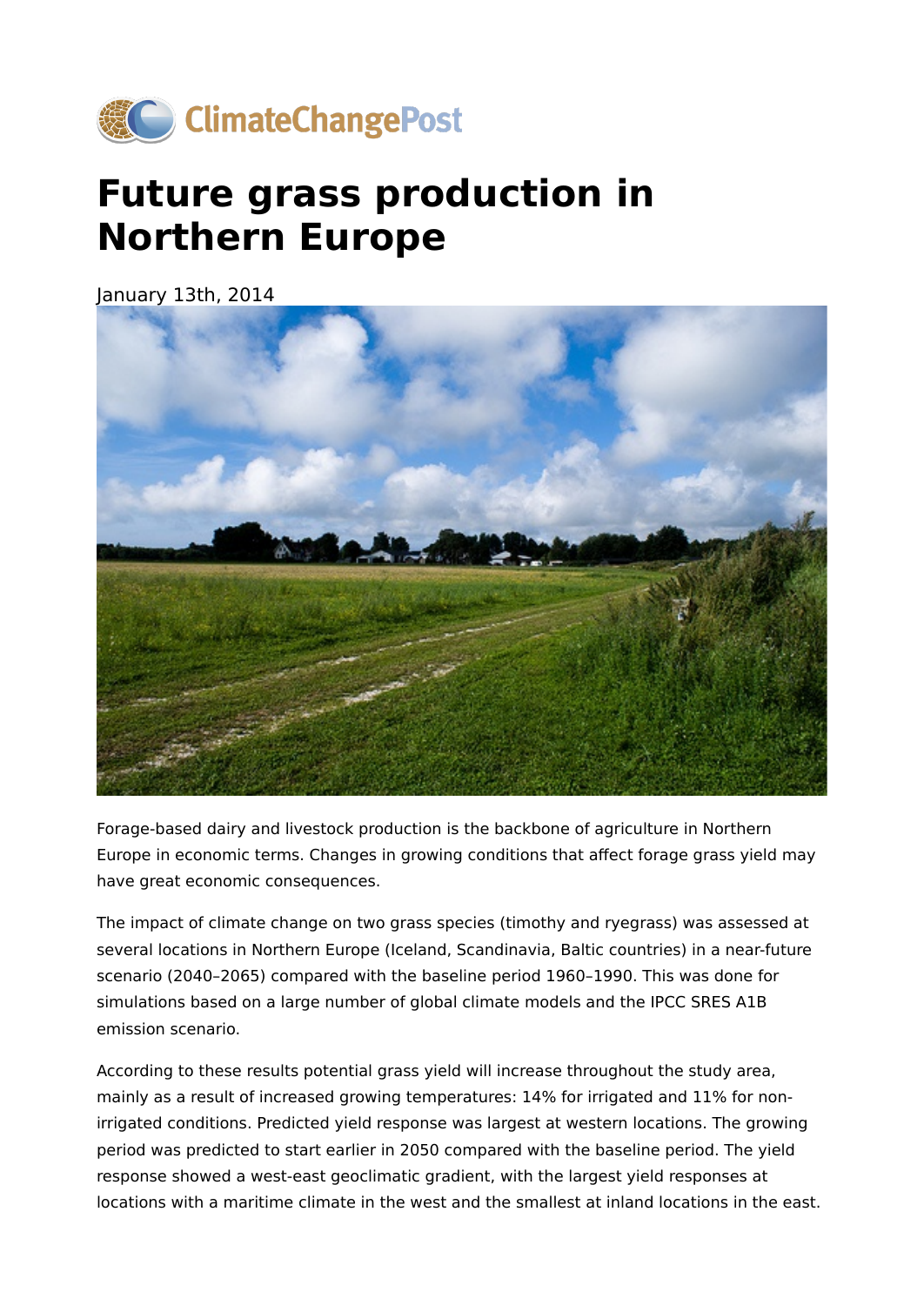ClimateChangePost

# Future grass production in Northern Europe

January 13th, 2014

Forage-based dairy and livestock production is the backbone of agriculture in Northern Europe in economic terms. Changes in growing conditions that affect forage grass yield may have great economic consequences.

The impact of climate change on two grass species (timothy and ryegrass) was assessed at several locations in Northern Europe (Iceland, Scandinavia, Baltic countries) in a near-future scenario (2040–2065) compared with the baseline period 1960–1990. This was done for simulations based on a large number of global climate models and the IPCC SRES A1B emission scenario.

According to these results potential grass yield will increase throughout the study area, mainly as a result of increased growing temperatures: 14% for irrigated and 11% for non-irrigated conditions. Predicted yield response was largest at western locations. The growing period was predicted to start earlier in 2050 compared with the baseline period. The yield response showed a west-east geoclimatic gradient, with the largest yield responses at locations with a maritime climate in the west and the smallest at inland locations in the east.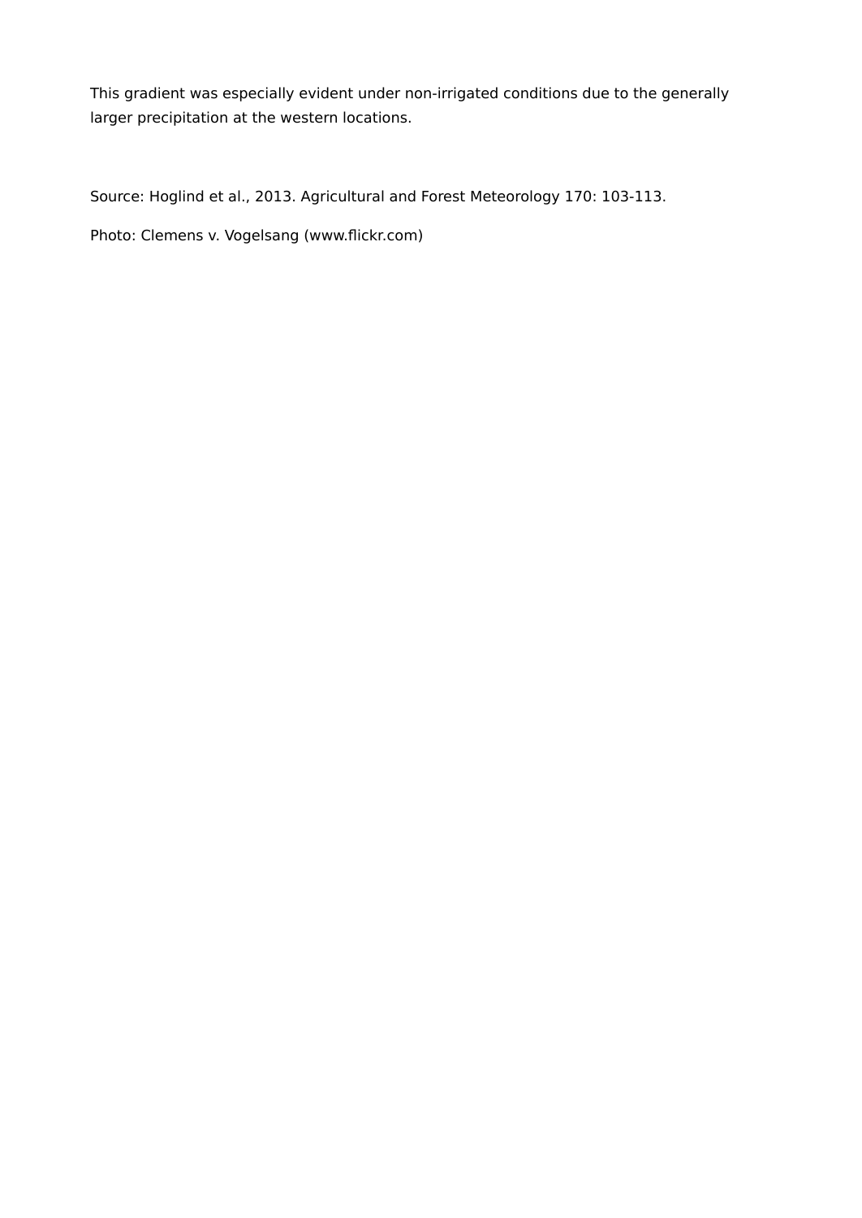This gradient was especially evident under non-irrigated conditions due to the generally larger precipitation at the western locations.

Source: Hoglind et al., 2013. Agricultural and Forest Meteorology 170: 103-113.

Photo: Clemens v. Vogelsang (www.flickr.com)